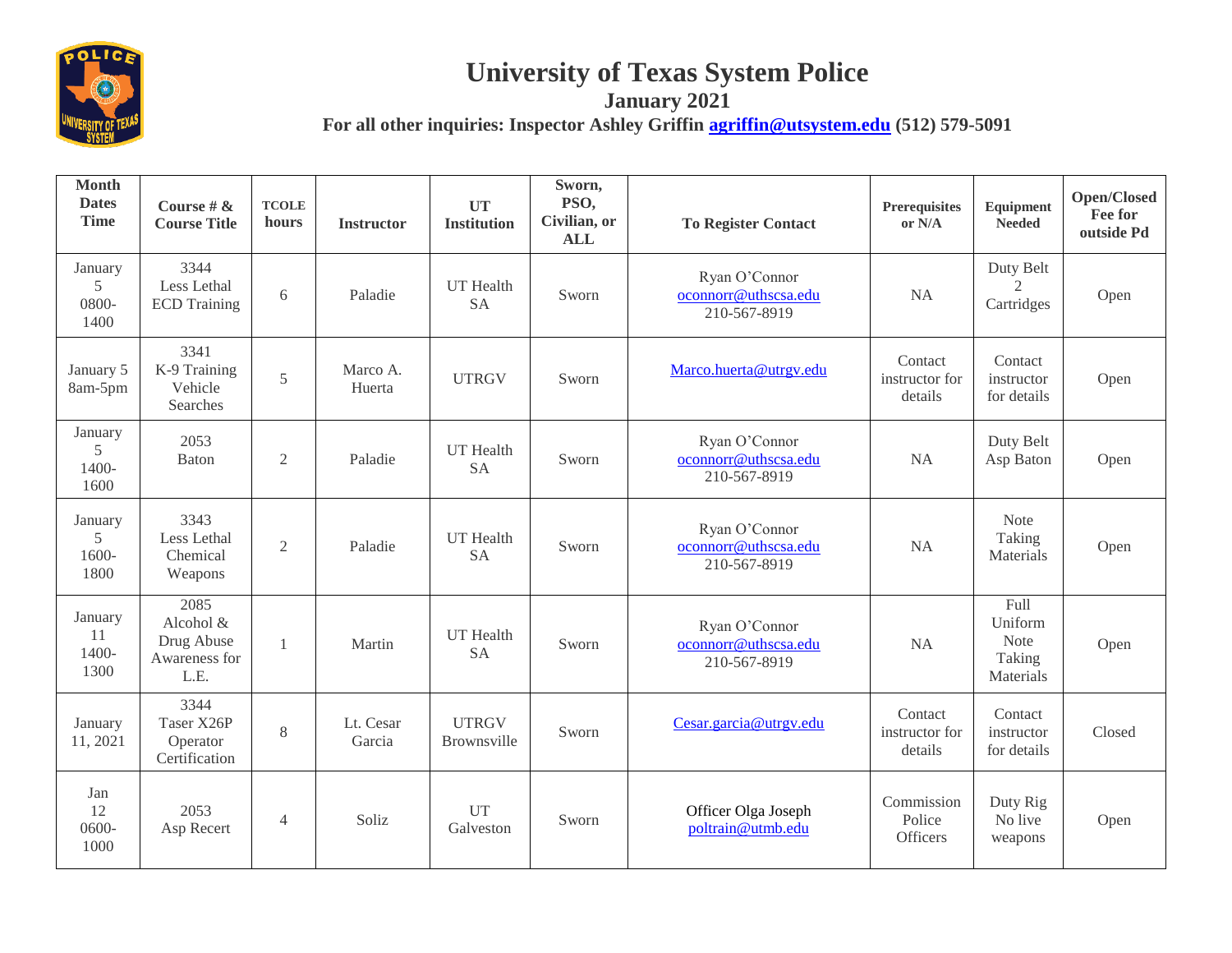# University of Texas System Police

## January 2021

**For all other inquiries: Inspector Ashley Griffin agriffin@utsystem.edu (512) 579-5091**

| Month Dates Time | Course # & Course Title | TCOLE hours | Instructor | UT Institution | Sworn, PSO, Civilian, or ALL | To Register Contact | Prerequisites or N/A | Equipment Needed | Open/Closed Fee for outside Pd |
|---|---|---|---|---|---|---|---|---|---|
| January 5 0800-1400 | 3344 Less Lethal ECD Training | 6 | Paladie | UT Health SA | Sworn | Ryan O'Connor oconnorr@uthscsa.edu 210-567-8919 | NA | Duty Belt 2 Cartridges | Open |
| January 5 8am-5pm | 3341 K-9 Training Vehicle Searches | 5 | Marco A. Huerta | UTRGV | Sworn | Marco.huerta@utrgv.edu | Contact instructor for details | Contact instructor for details | Open |
| January 5 1400-1600 | 2053 Baton | 2 | Paladie | UT Health SA | Sworn | Ryan O'Connor oconnorr@uthscsa.edu 210-567-8919 | NA | Duty Belt Asp Baton | Open |
| January 5 1600-1800 | 3343 Less Lethal Chemical Weapons | 2 | Paladie | UT Health SA | Sworn | Ryan O'Connor oconnorr@uthscsa.edu 210-567-8919 | NA | Note Taking Materials | Open |
| January 11 1400-1300 | 2085 Alcohol & Drug Abuse Awareness for L.E. | 1 | Martin | UT Health SA | Sworn | Ryan O'Connor oconnorr@uthscsa.edu 210-567-8919 | NA | Full Uniform Note Taking Materials | Open |
| January 11, 2021 | 3344 Taser X26P Operator Certification | 8 | Lt. Cesar Garcia | UTRGV Brownsville | Sworn | Cesar.garcia@utrgv.edu | Contact instructor for details | Contact instructor for details | Closed |
| Jan 12 0600-1000 | 2053 Asp Recert | 4 | Soliz | UT Galveston | Sworn | Officer Olga Joseph poltrain@utmb.edu | Commission Police Officers | Duty Rig No live weapons | Open |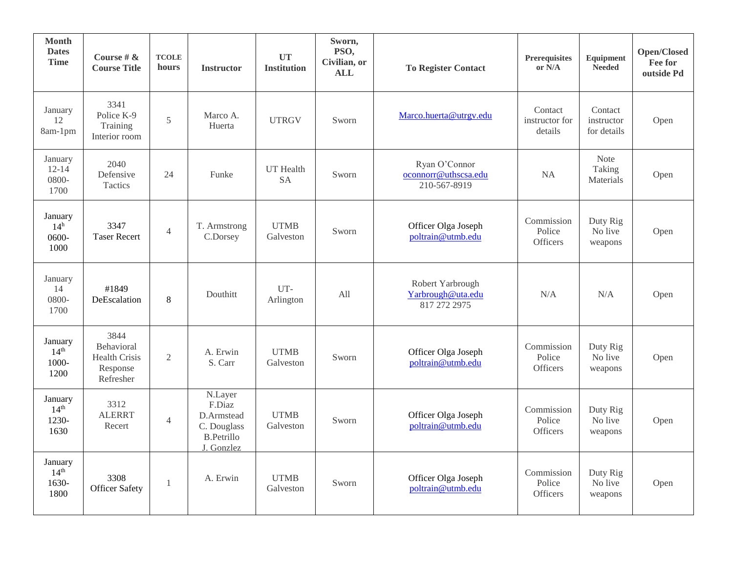| Month Dates Time | Course # & Course Title | TCOLE hours | Instructor | UT Institution | Sworn, PSO, Civilian, or ALL | To Register Contact | Prerequisites or N/A | Equipment Needed | Open/Closed Fee for outside Pd |
|---|---|---|---|---|---|---|---|---|---|
| January 12 8am-1pm | 3341 Police K-9 Training Interior room | 5 | Marco A. Huerta | UTRGV | Sworn | Marco.huerta@utrgv.edu | Contact instructor for details | Contact instructor for details | Open |
| January 12-14 0800-1700 | 2040 Defensive Tactics | 24 | Funke | UT Health SA | Sworn | Ryan O'Connor oconnorr@uthscsa.edu 210-567-8919 | NA | Note Taking Materials | Open |
| January 14h 0600-1000 | 3347 Taser Recert | 4 | T. Armstrong C.Dorsey | UTMB Galveston | Sworn | Officer Olga Joseph poltrain@utmb.edu | Commission Police Officers | Duty Rig No live weapons | Open |
| January 14 0800-1700 | #1849 DeEscalation | 8 | Douthitt | UT-Arlington | All | Robert Yarbrough Yarbrough@uta.edu 817 272 2975 | N/A | N/A | Open |
| January 14th 1000-1200 | 3844 Behavioral Health Crisis Response Refresher | 2 | A. Erwin S. Carr | UTMB Galveston | Sworn | Officer Olga Joseph poltrain@utmb.edu | Commission Police Officers | Duty Rig No live weapons | Open |
| January 14th 1230-1630 | 3312 ALERRT Recert | 4 | N.Layer F.Diaz D.Armstead C. Douglass B.Petrillo J. Gonzlez | UTMB Galveston | Sworn | Officer Olga Joseph poltrain@utmb.edu | Commission Police Officers | Duty Rig No live weapons | Open |
| January 14th 1630-1800 | 3308 Officer Safety | 1 | A. Erwin | UTMB Galveston | Sworn | Officer Olga Joseph poltrain@utmb.edu | Commission Police Officers | Duty Rig No live weapons | Open |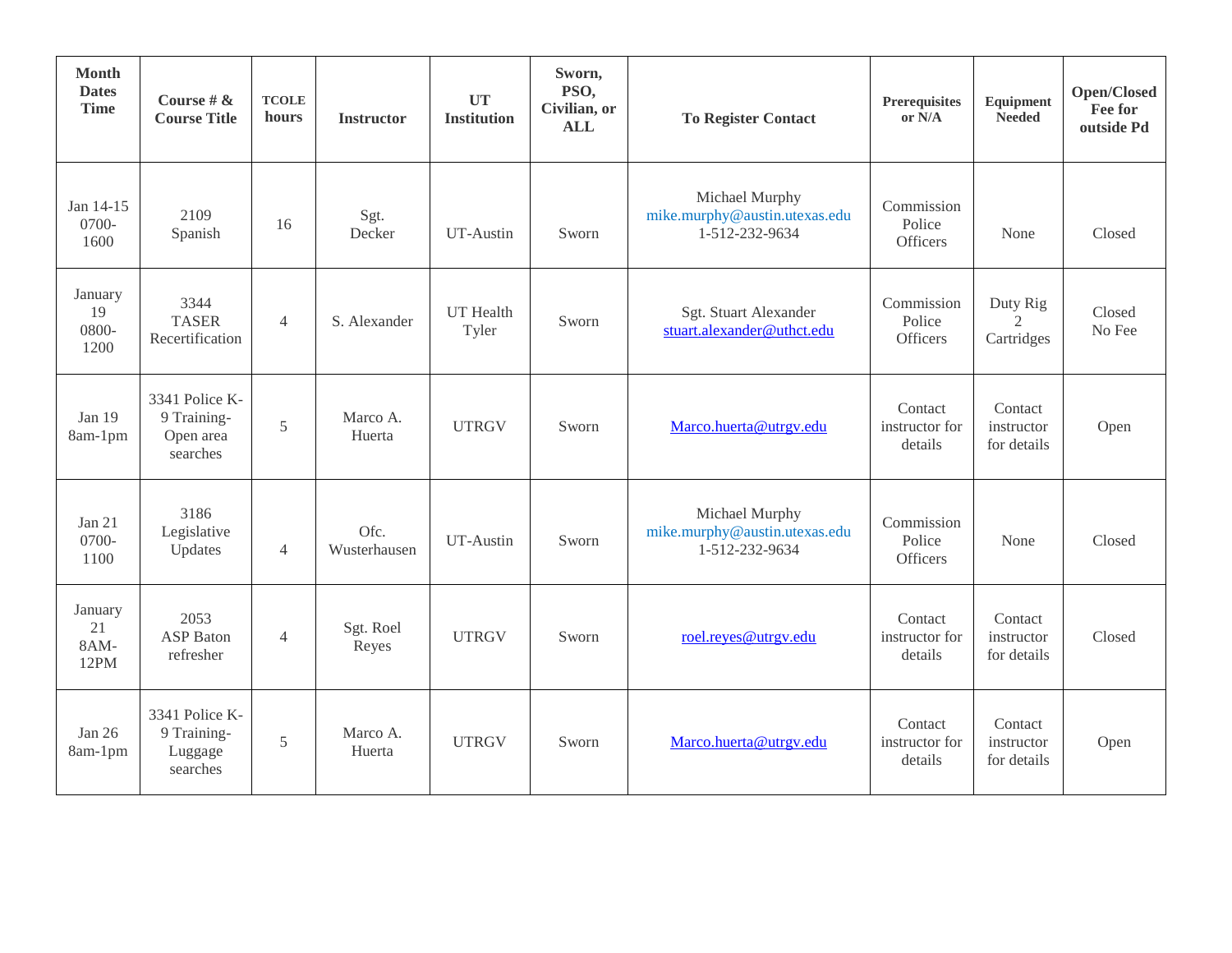| Month Dates Time | Course # & Course Title | TCOLE hours | Instructor | UT Institution | Sworn, PSO, Civilian, or ALL | To Register Contact | Prerequisites or N/A | Equipment Needed | Open/Closed Fee for outside Pd |
|---|---|---|---|---|---|---|---|---|---|
| Jan 14-15 0700-1600 | 2109 Spanish | 16 | Sgt. Decker | UT-Austin | Sworn | Michael Murphy mike.murphy@austin.utexas.edu 1-512-232-9634 | Commission Police Officers | None | Closed |
| January 19 0800-1200 | 3344 TASER Recertification | 4 | S. Alexander | UT Health Tyler | Sworn | Sgt. Stuart Alexander stuart.alexander@uthct.edu | Commission Police Officers | Duty Rig 2 Cartridges | Closed No Fee |
| Jan 19 8am-1pm | 3341 Police K-9 Training- Open area searches | 5 | Marco A. Huerta | UTRGV | Sworn | Marco.huerta@utrgv.edu | Contact instructor for details | Contact instructor for details | Open |
| Jan 21 0700-1100 | 3186 Legislative Updates | 4 | Ofc. Wusterhausen | UT-Austin | Sworn | Michael Murphy mike.murphy@austin.utexas.edu 1-512-232-9634 | Commission Police Officers | None | Closed |
| January 21 8AM-12PM | 2053 ASP Baton refresher | 4 | Sgt. Roel Reyes | UTRGV | Sworn | roel.reyes@utrgv.edu | Contact instructor for details | Contact instructor for details | Closed |
| Jan 26 8am-1pm | 3341 Police K-9 Training- Luggage searches | 5 | Marco A. Huerta | UTRGV | Sworn | Marco.huerta@utrgv.edu | Contact instructor for details | Contact instructor for details | Open |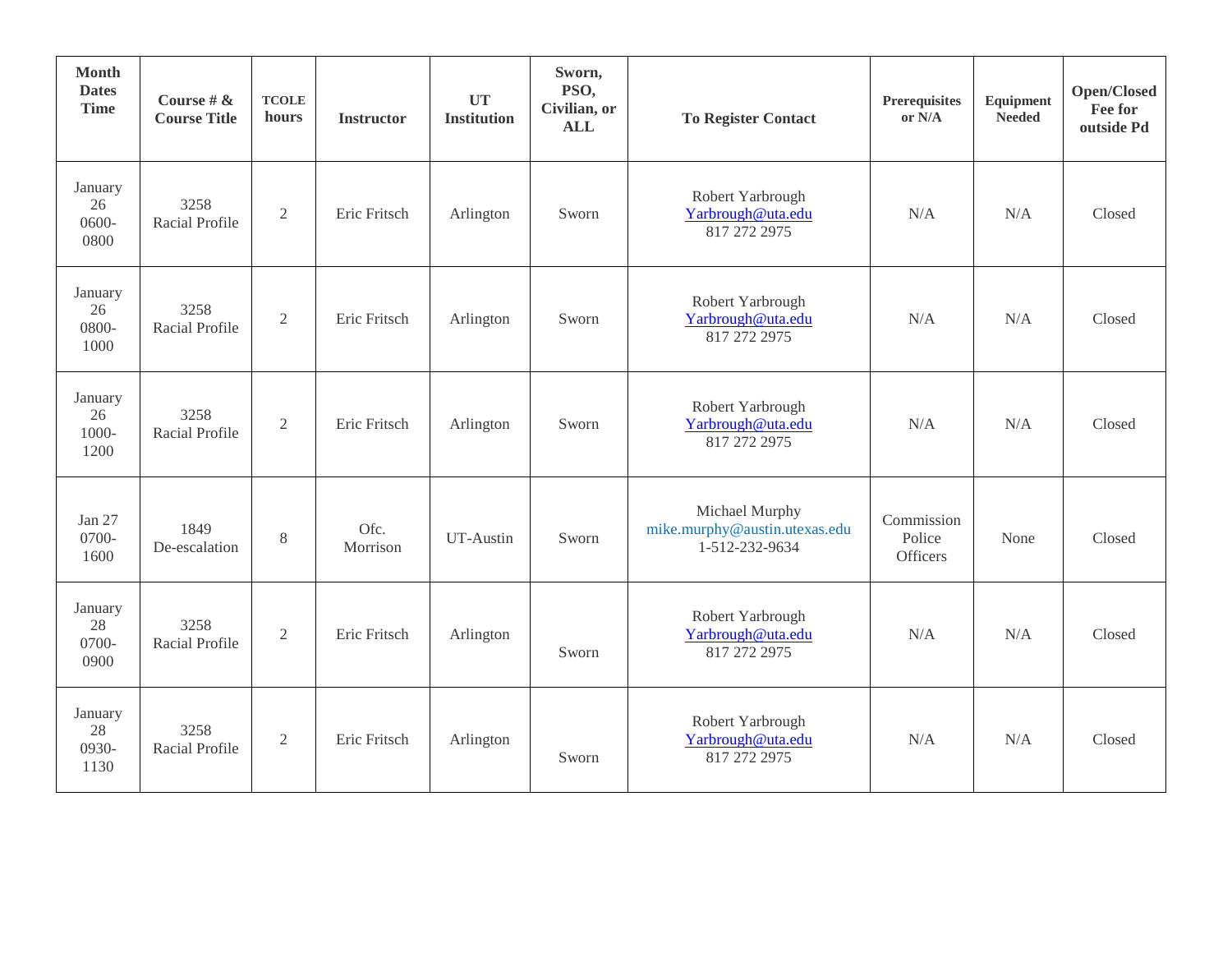| Month Dates Time | Course # & Course Title | TCOLE hours | Instructor | UT Institution | Sworn, PSO, Civilian, or ALL | To Register Contact | Prerequisites or N/A | Equipment Needed | Open/Closed Fee for outside Pd |
|---|---|---|---|---|---|---|---|---|---|
| January 26 0600-0800 | 3258 Racial Profile | 2 | Eric Fritsch | Arlington | Sworn | Robert Yarbrough Yarbrough@uta.edu 817 272 2975 | N/A | N/A | Closed |
| January 26 0800-1000 | 3258 Racial Profile | 2 | Eric Fritsch | Arlington | Sworn | Robert Yarbrough Yarbrough@uta.edu 817 272 2975 | N/A | N/A | Closed |
| January 26 1000-1200 | 3258 Racial Profile | 2 | Eric Fritsch | Arlington | Sworn | Robert Yarbrough Yarbrough@uta.edu 817 272 2975 | N/A | N/A | Closed |
| Jan 27 0700-1600 | 1849 De-escalation | 8 | Ofc. Morrison | UT-Austin | Sworn | Michael Murphy mike.murphy@austin.utexas.edu 1-512-232-9634 | Commission Police Officers | None | Closed |
| January 28 0700-0900 | 3258 Racial Profile | 2 | Eric Fritsch | Arlington | Sworn | Robert Yarbrough Yarbrough@uta.edu 817 272 2975 | N/A | N/A | Closed |
| January 28 0930-1130 | 3258 Racial Profile | 2 | Eric Fritsch | Arlington | Sworn | Robert Yarbrough Yarbrough@uta.edu 817 272 2975 | N/A | N/A | Closed |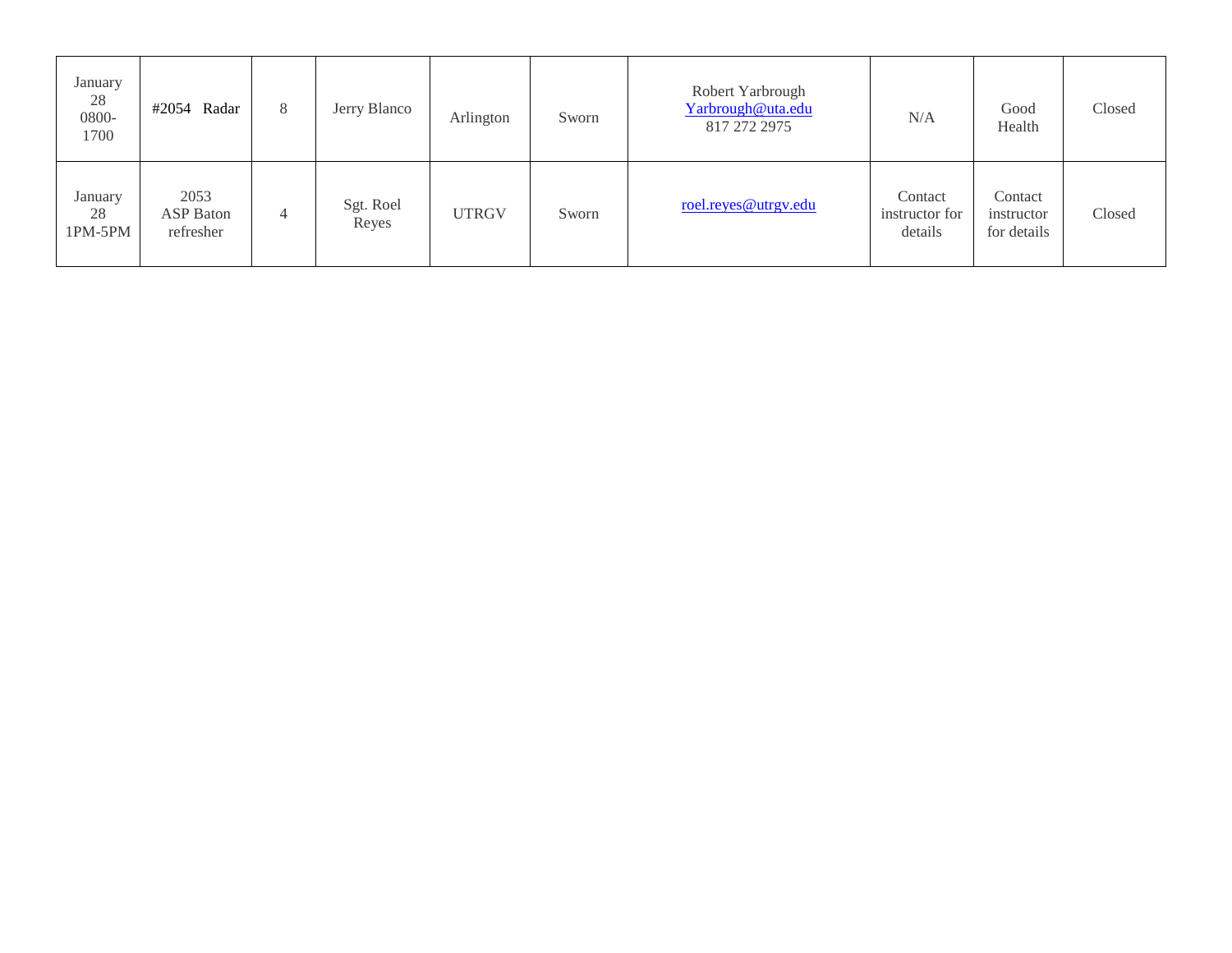| | | | | | | | | | |
|---|---|---|---|---|---|---|---|---|---|
| January 28 0800-1700 | #2054 Radar | 8 | Jerry Blanco | Arlington | Sworn | Robert Yarbrough Yarbrough@uta.edu 817 272 2975 | N/A | Good Health | Closed |
| January 28 1PM-5PM | 2053 ASP Baton refresher | 4 | Sgt. Roel Reyes | UTRGV | Sworn | roel.reyes@utrgv.edu | Contact instructor for details | Contact instructor for details | Closed |